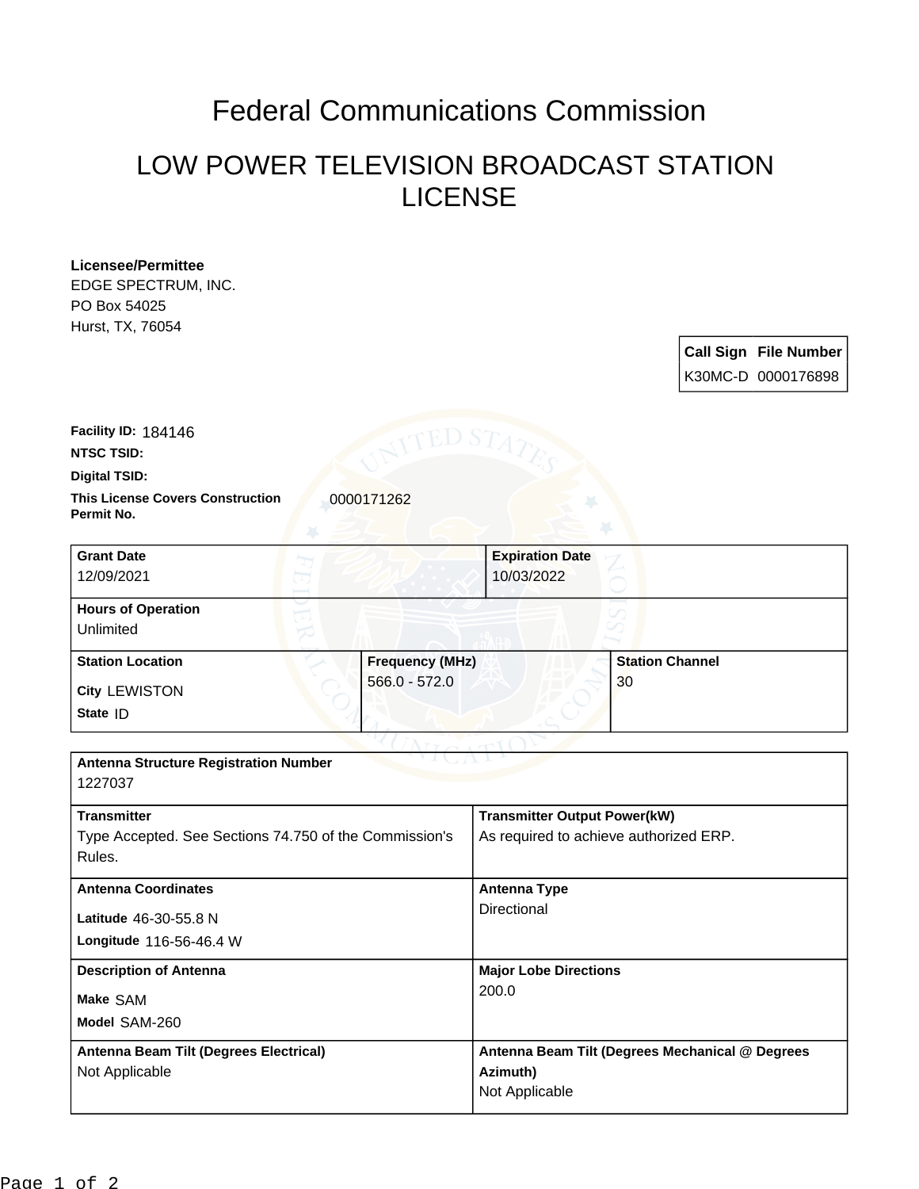# Federal Communications Commission

## LOW POWER TELEVISION BROADCAST STATION LICENSE

**Licensee/Permittee**
EDGE SPECTRUM, INC.
PO Box 54025
Hurst, TX, 76054

| Call Sign | File Number |
| --- | --- |
| K30MC-D | 0000176898 |

**Facility ID:** 184146

**NTSC TSID:**

**Digital TSID:**

**This License Covers Construction Permit No.** 0000171262

| Grant Date | Expiration Date |
| --- | --- |
| 12/09/2021 | 10/03/2022 |

| Hours of Operation |
| --- |
| Unlimited |

| Station Location | Frequency (MHz) | Station Channel |
| --- | --- | --- |
| City LEWISTON<br>State ID | 566.0 - 572.0 | 30 |

| Antenna Structure Registration Number | |
| --- | --- |
| 1227037 | |
| **Transmitter** | **Transmitter Output Power(kW)** |
| Type Accepted. See Sections 74.750 of the Commission's Rules. | As required to achieve authorized ERP. |
| **Antenna Coordinates** | **Antenna Type** |
| Latitude 46-30-55.8 N<br>Longitude 116-56-46.4 W | Directional |
| **Description of Antenna** | **Major Lobe Directions** |
| Make SAM<br>Model SAM-260 | 200.0 |
| **Antenna Beam Tilt (Degrees Electrical)** | **Antenna Beam Tilt (Degrees Mechanical @ Degrees Azimuth)** |
| Not Applicable | Not Applicable |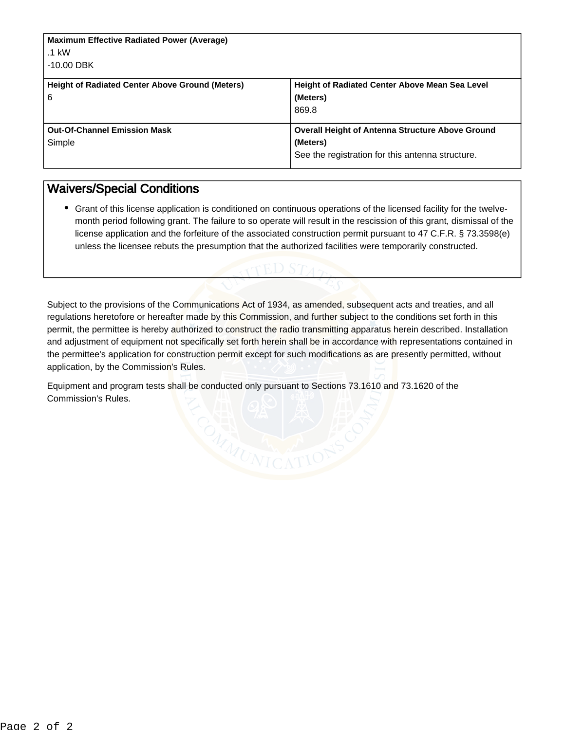| Maximum Effective Radiated Power (Average) | |
| --- | --- |
| .1 kW<br>-10.00 DBK | |
| **Height of Radiated Center Above Ground (Meters)**<br>6 | **Height of Radiated Center Above Mean Sea Level (Meters)**<br>869.8 |
| **Out-Of-Channel Emission Mask**<br>Simple | **Overall Height of Antenna Structure Above Ground (Meters)**<br>See the registration for this antenna structure. |

## Waivers/Special Conditions

- Grant of this license application is conditioned on continuous operations of the licensed facility for the twelve-month period following grant. The failure to so operate will result in the rescission of this grant, dismissal of the license application and the forfeiture of the associated construction permit pursuant to 47 C.F.R. § 73.3598(e) unless the licensee rebuts the presumption that the authorized facilities were temporarily constructed.

Subject to the provisions of the Communications Act of 1934, as amended, subsequent acts and treaties, and all regulations heretofore or hereafter made by this Commission, and further subject to the conditions set forth in this permit, the permittee is hereby authorized to construct the radio transmitting apparatus herein described. Installation and adjustment of equipment not specifically set forth herein shall be in accordance with representations contained in the permittee's application for construction permit except for such modifications as are presently permitted, without application, by the Commission's Rules.

Equipment and program tests shall be conducted only pursuant to Sections 73.1610 and 73.1620 of the Commission's Rules.